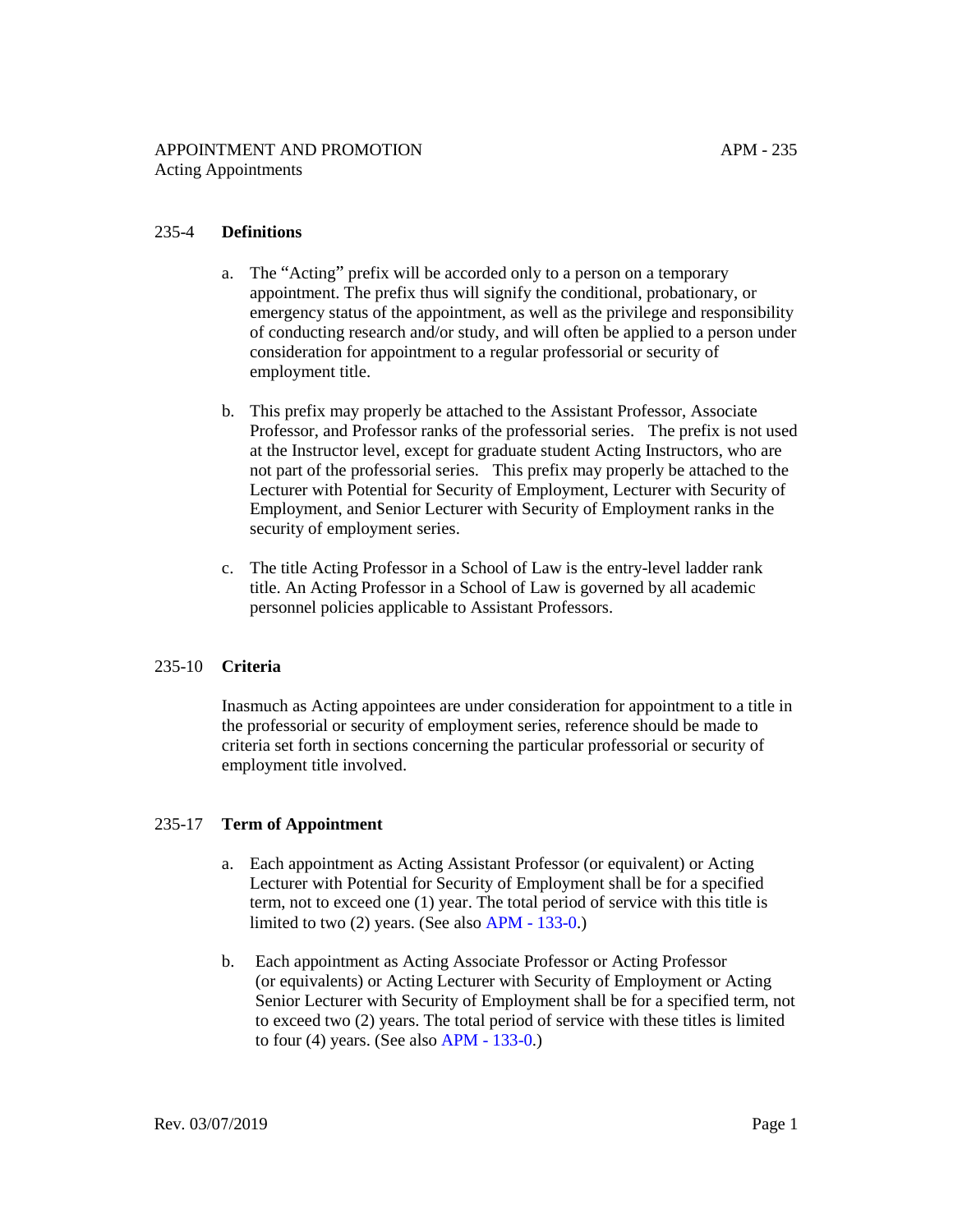# APPOINTMENT AND PROMOTION

## Acting Appointments

### 235-4 Definitions

a. The "Acting" prefix will be accorded only to a person on a temporary appointment. The prefix thus will signify the conditional, probationary, or emergency status of the appointment, as well as the privilege and responsibility of conducting research and/or study, and will often be applied to a person under consideration for appointment to a regular professorial or security of employment title.

b. This prefix may properly be attached to the Assistant Professor, Associate Professor, and Professor ranks of the professorial series. The prefix is not used at the Instructor level, except for graduate student Acting Instructors, who are not part of the professorial series. This prefix may properly be attached to the Lecturer with Potential for Security of Employment, Lecturer with Security of Employment, and Senior Lecturer with Security of Employment ranks in the security of employment series.

c. The title Acting Professor in a School of Law is the entry-level ladder rank title. An Acting Professor in a School of Law is governed by all academic personnel policies applicable to Assistant Professors.

### 235-10 Criteria

Inasmuch as Acting appointees are under consideration for appointment to a title in the professorial or security of employment series, reference should be made to criteria set forth in sections concerning the particular professorial or security of employment title involved.

### 235-17 Term of Appointment

a. Each appointment as Acting Assistant Professor (or equivalent) or Acting Lecturer with Potential for Security of Employment shall be for a specified term, not to exceed one (1) year. The total period of service with this title is limited to two (2) years. (See also APM - 133-0.)

b. Each appointment as Acting Associate Professor or Acting Professor (or equivalents) or Acting Lecturer with Security of Employment or Acting Senior Lecturer with Security of Employment shall be for a specified term, not to exceed two (2) years. The total period of service with these titles is limited to four (4) years. (See also APM - 133-0.)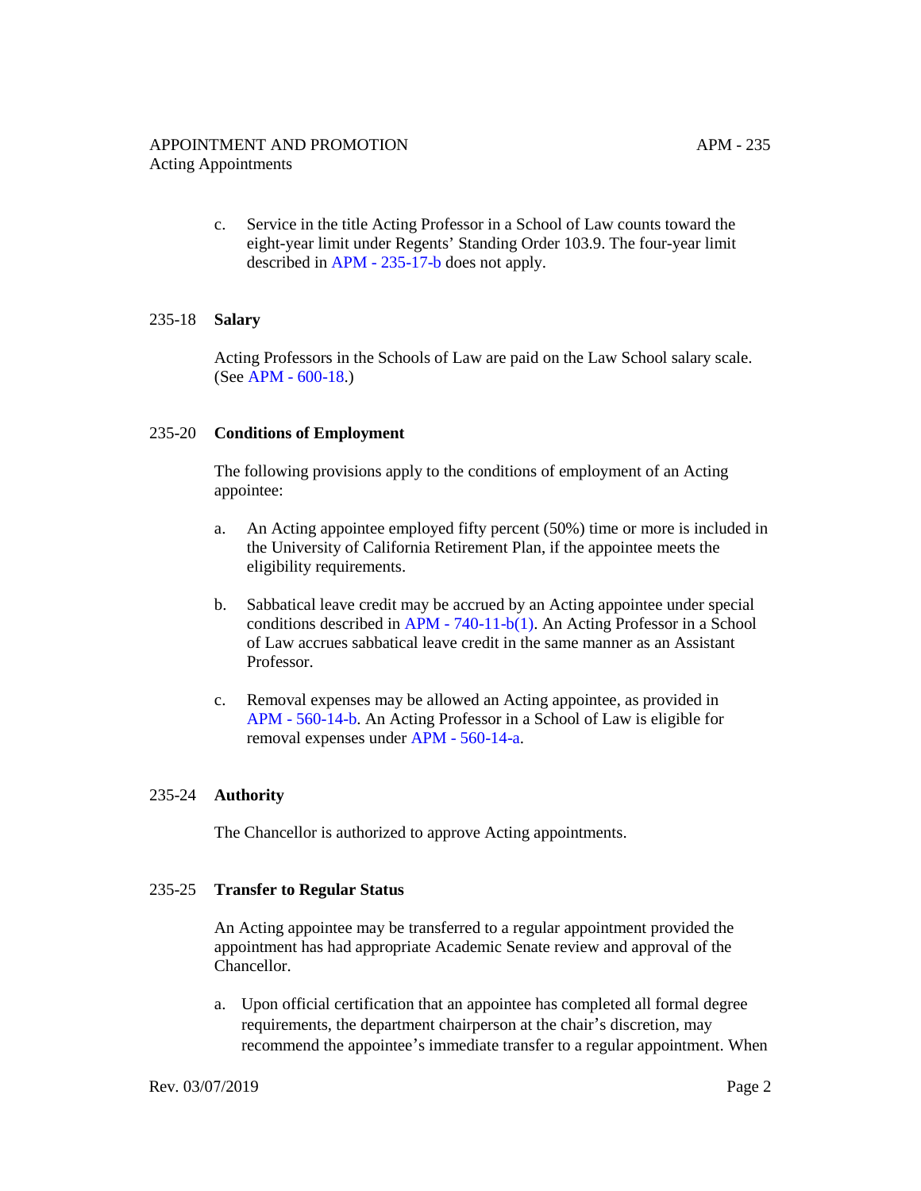c. Service in the title Acting Professor in a School of Law counts toward the eight-year limit under Regents' Standing Order 103.9. The four-year limit described in APM - 235-17-b does not apply.

## 235-18 Salary

Acting Professors in the Schools of Law are paid on the Law School salary scale. (See APM - 600-18.)

## 235-20 Conditions of Employment

The following provisions apply to the conditions of employment of an Acting appointee:

a. An Acting appointee employed fifty percent (50%) time or more is included in the University of California Retirement Plan, if the appointee meets the eligibility requirements.

b. Sabbatical leave credit may be accrued by an Acting appointee under special conditions described in APM - 740-11-b(1). An Acting Professor in a School of Law accrues sabbatical leave credit in the same manner as an Assistant Professor.

c. Removal expenses may be allowed an Acting appointee, as provided in APM - 560-14-b. An Acting Professor in a School of Law is eligible for removal expenses under APM - 560-14-a.

## 235-24 Authority

The Chancellor is authorized to approve Acting appointments.

## 235-25 Transfer to Regular Status

An Acting appointee may be transferred to a regular appointment provided the appointment has had appropriate Academic Senate review and approval of the Chancellor.

a. Upon official certification that an appointee has completed all formal degree requirements, the department chairperson at the chair's discretion, may recommend the appointee's immediate transfer to a regular appointment. When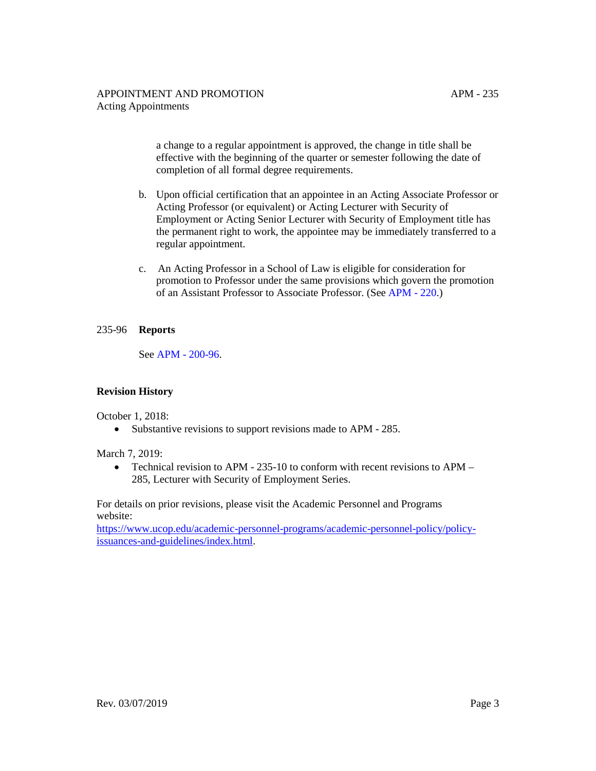a change to a regular appointment is approved, the change in title shall be effective with the beginning of the quarter or semester following the date of completion of all formal degree requirements.

b. Upon official certification that an appointee in an Acting Associate Professor or Acting Professor (or equivalent) or Acting Lecturer with Security of Employment or Acting Senior Lecturer with Security of Employment title has the permanent right to work, the appointee may be immediately transferred to a regular appointment.

c. An Acting Professor in a School of Law is eligible for consideration for promotion to Professor under the same provisions which govern the promotion of an Assistant Professor to Associate Professor. (See APM - 220.)

## 235-96 **Reports**

See APM - 200-96.

### Revision History

October 1, 2018:

- Substantive revisions to support revisions made to APM - 285.

March 7, 2019:

- Technical revision to APM - 235-10 to conform with recent revisions to APM – 285, Lecturer with Security of Employment Series.

For details on prior revisions, please visit the Academic Personnel and Programs website:
https://www.ucop.edu/academic-personnel-programs/academic-personnel-policy/policy-issuances-and-guidelines/index.html.